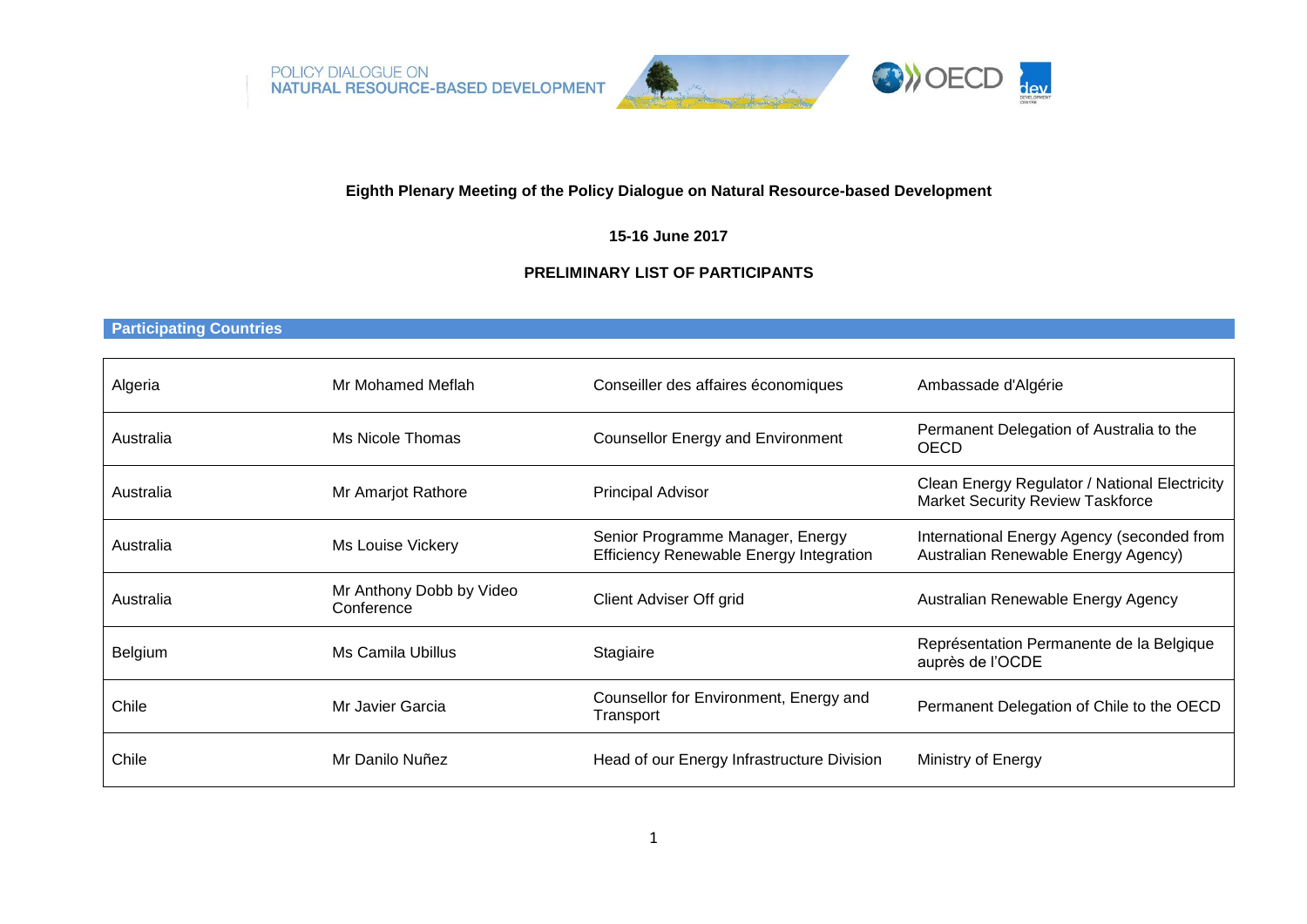POLICY DIALOGUE ON
NATURAL RESOURCE-BASED DEVELOPMENT

**Eighth Plenary Meeting of the Policy Dialogue on Natural Resource-based Development**

**15-16 June 2017**

**PRELIMINARY LIST OF PARTICIPANTS**

## Participating Countries

| | | | |
|---|---|---|---|
| Algeria | Mr Mohamed Meflah | Conseiller des affaires économiques | Ambassade d'Algérie |
| Australia | Ms Nicole Thomas | Counsellor Energy and Environment | Permanent Delegation of Australia to the OECD |
| Australia | Mr Amarjot Rathore | Principal Advisor | Clean Energy Regulator / National Electricity Market Security Review Taskforce |
| Australia | Ms Louise Vickery | Senior Programme Manager, Energy Efficiency Renewable Energy Integration | International Energy Agency (seconded from Australian Renewable Energy Agency) |
| Australia | Mr Anthony Dobb by Video Conference | Client Adviser Off grid | Australian Renewable Energy Agency |
| Belgium | Ms Camila Ubillus | Stagiaire | Représentation Permanente de la Belgique auprès de l'OCDE |
| Chile | Mr Javier Garcia | Counsellor for Environment, Energy and Transport | Permanent Delegation of Chile to the OECD |
| Chile | Mr Danilo Nuñez | Head of our Energy Infrastructure Division | Ministry of Energy |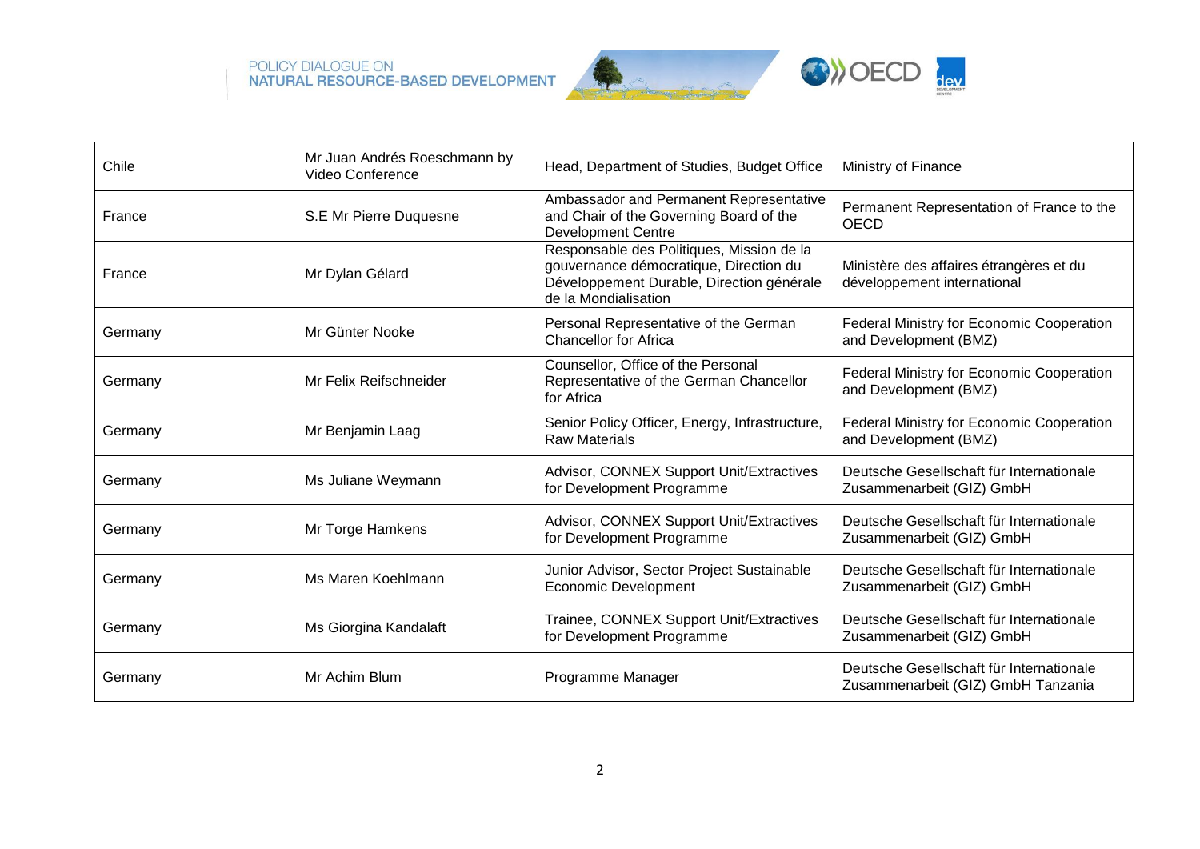| Chile | Mr Juan Andrés Roeschmann by Video Conference | Head, Department of Studies, Budget Office | Ministry of Finance |
|---|---|---|---|
| France | S.E Mr Pierre Duquesne | Ambassador and Permanent Representative and Chair of the Governing Board of the Development Centre | Permanent Representation of France to the OECD |
| France | Mr Dylan Gélard | Responsable des Politiques, Mission de la gouvernance démocratique, Direction du Développement Durable, Direction générale de la Mondialisation | Ministère des affaires étrangères et du développement international |
| Germany | Mr Günter Nooke | Personal Representative of the German Chancellor for Africa | Federal Ministry for Economic Cooperation and Development (BMZ) |
| Germany | Mr Felix Reifschneider | Counsellor, Office of the Personal Representative of the German Chancellor for Africa | Federal Ministry for Economic Cooperation and Development (BMZ) |
| Germany | Mr Benjamin Laag | Senior Policy Officer, Energy, Infrastructure, Raw Materials | Federal Ministry for Economic Cooperation and Development (BMZ) |
| Germany | Ms Juliane Weymann | Advisor, CONNEX Support Unit/Extractives for Development Programme | Deutsche Gesellschaft für Internationale Zusammenarbeit (GIZ) GmbH |
| Germany | Mr Torge Hamkens | Advisor, CONNEX Support Unit/Extractives for Development Programme | Deutsche Gesellschaft für Internationale Zusammenarbeit (GIZ) GmbH |
| Germany | Ms Maren Koehlmann | Junior Advisor, Sector Project Sustainable Economic Development | Deutsche Gesellschaft für Internationale Zusammenarbeit (GIZ) GmbH |
| Germany | Ms Giorgina Kandalaft | Trainee, CONNEX Support Unit/Extractives for Development Programme | Deutsche Gesellschaft für Internationale Zusammenarbeit (GIZ) GmbH |
| Germany | Mr Achim Blum | Programme Manager | Deutsche Gesellschaft für Internationale Zusammenarbeit (GIZ) GmbH Tanzania |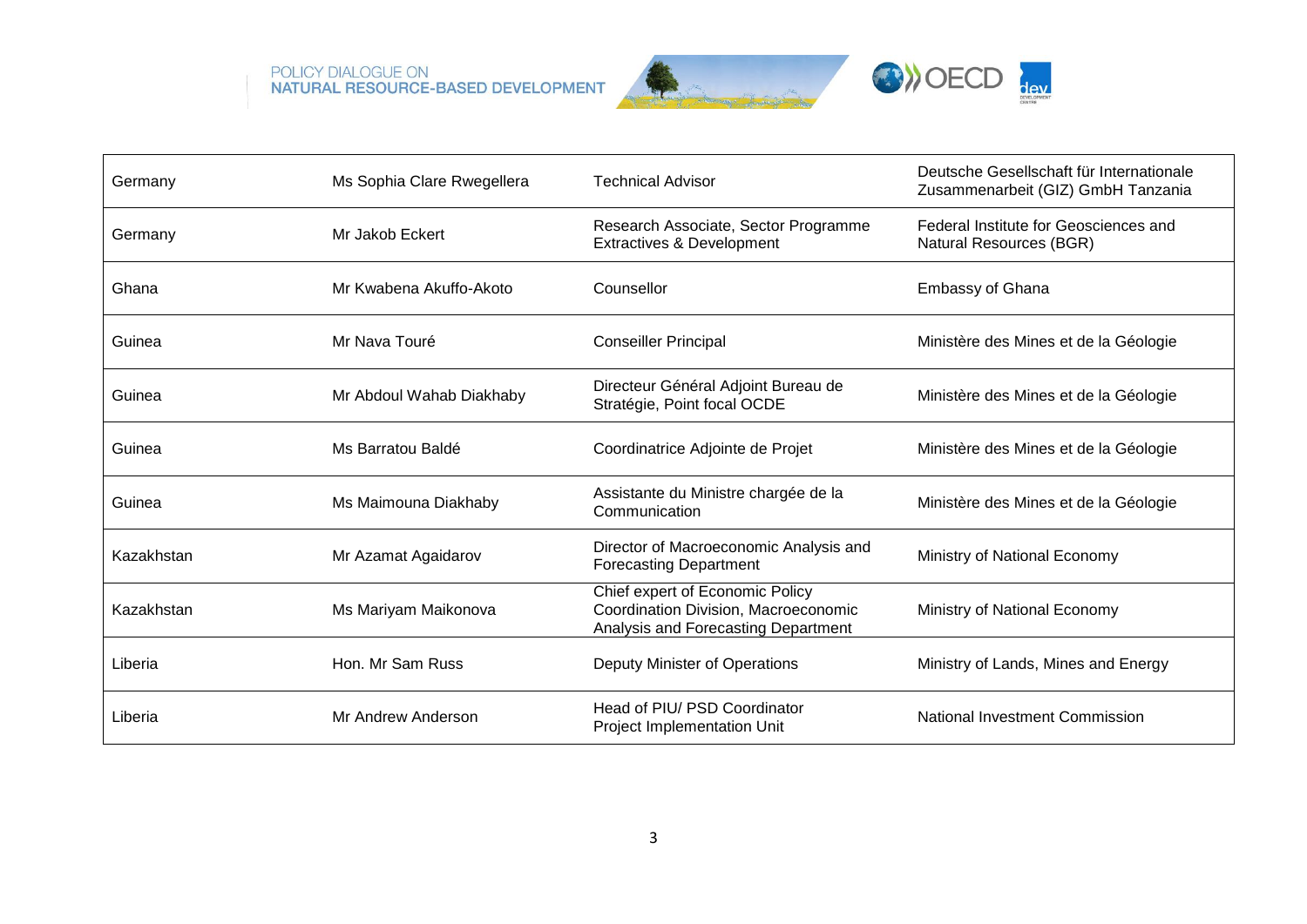| | | | |
|---|---|---|---|
| Germany | Ms Sophia Clare Rwegellera | Technical Advisor | Deutsche Gesellschaft für Internationale Zusammenarbeit (GIZ) GmbH Tanzania |
| Germany | Mr Jakob Eckert | Research Associate, Sector Programme Extractives & Development | Federal Institute for Geosciences and Natural Resources (BGR) |
| Ghana | Mr Kwabena Akuffo-Akoto | Counsellor | Embassy of Ghana |
| Guinea | Mr Nava Touré | Conseiller Principal | Ministère des Mines et de la Géologie |
| Guinea | Mr Abdoul Wahab Diakhaby | Directeur Général Adjoint Bureau de Stratégie, Point focal OCDE | Ministère des Mines et de la Géologie |
| Guinea | Ms Barratou Baldé | Coordinatrice Adjointe de Projet | Ministère des Mines et de la Géologie |
| Guinea | Ms Maimouna Diakhaby | Assistante du Ministre chargée de la Communication | Ministère des Mines et de la Géologie |
| Kazakhstan | Mr Azamat Agaidarov | Director of Macroeconomic Analysis and Forecasting Department | Ministry of National Economy |
| Kazakhstan | Ms Mariyam Maikonova | Chief expert of Economic Policy Coordination Division, Macroeconomic Analysis and Forecasting Department | Ministry of National Economy |
| Liberia | Hon. Mr Sam Russ | Deputy Minister of Operations | Ministry of Lands, Mines and Energy |
| Liberia | Mr Andrew Anderson | Head of PIU/ PSD Coordinator Project Implementation Unit | National Investment Commission |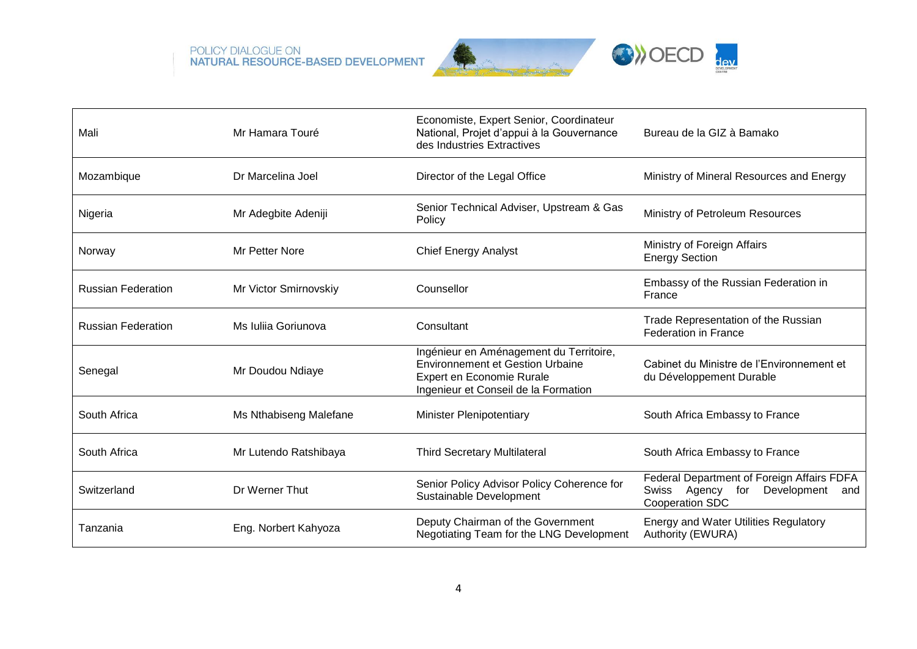| | | | |
|---|---|---|---|
| Mali | Mr Hamara Touré | Economiste, Expert Senior, Coordinateur National, Projet d'appui à la Gouvernance des Industries Extractives | Bureau de la GIZ à Bamako |
| Mozambique | Dr Marcelina Joel | Director of the Legal Office | Ministry of Mineral Resources and Energy |
| Nigeria | Mr Adegbite Adeniji | Senior Technical Adviser, Upstream & Gas Policy | Ministry of Petroleum Resources |
| Norway | Mr Petter Nore | Chief Energy Analyst | Ministry of Foreign Affairs Energy Section |
| Russian Federation | Mr Victor Smirnovskiy | Counsellor | Embassy of the Russian Federation in France |
| Russian Federation | Ms Iuliia Goriunova | Consultant | Trade Representation of the Russian Federation in France |
| Senegal | Mr Doudou Ndiaye | Ingénieur en Aménagement du Territoire, Environnement et Gestion Urbaine Expert en Economie Rurale Ingenieur et Conseil de la Formation | Cabinet du Ministre de l'Environnement et du Développement Durable |
| South Africa | Ms Nthabiseng Malefane | Minister Plenipotentiary | South Africa Embassy to France |
| South Africa | Mr Lutendo Ratshibaya | Third Secretary Multilateral | South Africa Embassy to France |
| Switzerland | Dr Werner Thut | Senior Policy Advisor Policy Coherence for Sustainable Development | Federal Department of Foreign Affairs FDFA Swiss Agency for Development and Cooperation SDC |
| Tanzania | Eng. Norbert Kahyoza | Deputy Chairman of the Government Negotiating Team for the LNG Development | Energy and Water Utilities Regulatory Authority (EWURA) |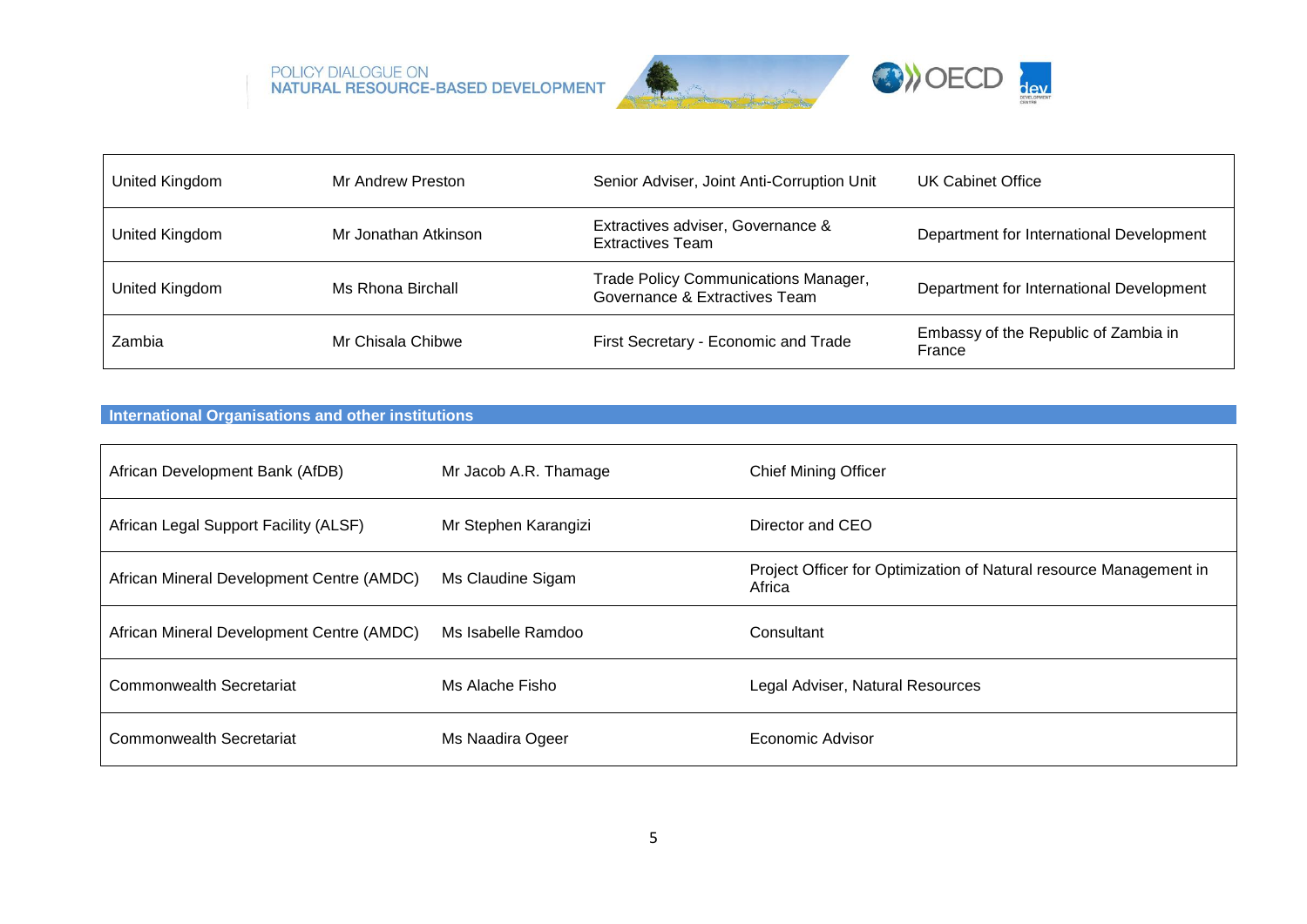| United Kingdom | Mr Andrew Preston | Senior Adviser, Joint Anti-Corruption Unit | UK Cabinet Office |
|---|---|---|---|
| United Kingdom | Mr Jonathan Atkinson | Extractives adviser, Governance & Extractives Team | Department for International Development |
| United Kingdom | Ms Rhona Birchall | Trade Policy Communications Manager, Governance & Extractives Team | Department for International Development |
| Zambia | Mr Chisala Chibwe | First Secretary - Economic and Trade | Embassy of the Republic of Zambia in France |

## International Organisations and other institutions

| African Development Bank (AfDB) | Mr Jacob A.R. Thamage | Chief Mining Officer |
|---|---|---|
| African Legal Support Facility (ALSF) | Mr Stephen Karangizi | Director and CEO |
| African Mineral Development Centre (AMDC) | Ms Claudine Sigam | Project Officer for Optimization of Natural resource Management in Africa |
| African Mineral Development Centre (AMDC) | Ms Isabelle Ramdoo | Consultant |
| Commonwealth Secretariat | Ms Alache Fisho | Legal Adviser, Natural Resources |
| Commonwealth Secretariat | Ms Naadira Ogeer | Economic Advisor |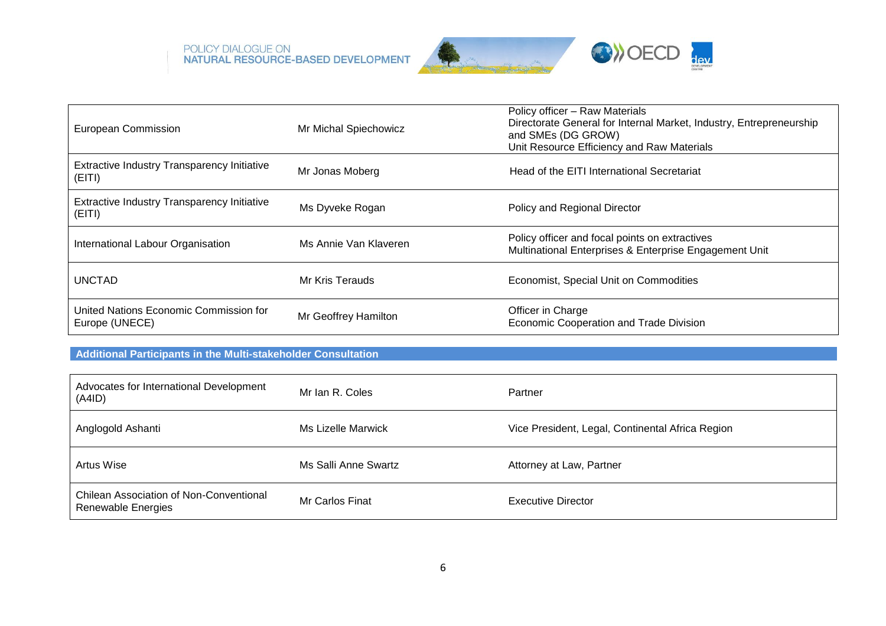| | | |
|---|---|---|
| European Commission | Mr Michal Spiechowicz | Policy officer – Raw Materials<br>Directorate General for Internal Market, Industry, Entrepreneurship and SMEs (DG GROW)<br>Unit Resource Efficiency and Raw Materials |
| Extractive Industry Transparency Initiative (EITI) | Mr Jonas Moberg | Head of the EITI International Secretariat |
| Extractive Industry Transparency Initiative (EITI) | Ms Dyveke Rogan | Policy and Regional Director |
| International Labour Organisation | Ms Annie Van Klaveren | Policy officer and focal points on extractives<br>Multinational Enterprises & Enterprise Engagement Unit |
| UNCTAD | Mr Kris Terauds | Economist, Special Unit on Commodities |
| United Nations Economic Commission for Europe (UNECE) | Mr Geoffrey Hamilton | Officer in Charge<br>Economic Cooperation and Trade Division |

## Additional Participants in the Multi-stakeholder Consultation

| | | |
|---|---|---|
| Advocates for International Development (A4ID) | Mr Ian R. Coles | Partner |
| Anglogold Ashanti | Ms Lizelle Marwick | Vice President, Legal, Continental Africa Region |
| Artus Wise | Ms Salli Anne Swartz | Attorney at Law, Partner |
| Chilean Association of Non-Conventional Renewable Energies | Mr Carlos Finat | Executive Director |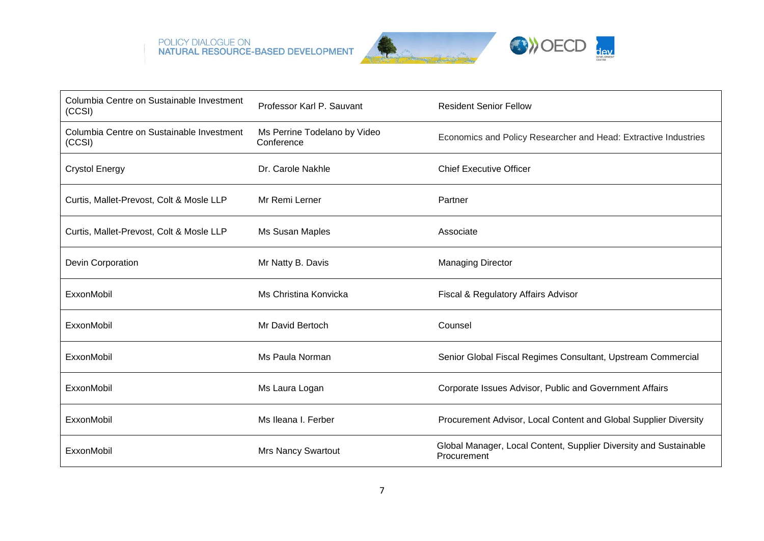| | | |
|---|---|---|
| Columbia Centre on Sustainable Investment (CCSI) | Professor Karl P. Sauvant | Resident Senior Fellow |
| Columbia Centre on Sustainable Investment (CCSI) | Ms Perrine Todelano by Video Conference | Economics and Policy Researcher and Head: Extractive Industries |
| Crystol Energy | Dr. Carole Nakhle | Chief Executive Officer |
| Curtis, Mallet-Prevost, Colt & Mosle LLP | Mr Remi Lerner | Partner |
| Curtis, Mallet-Prevost, Colt & Mosle LLP | Ms Susan Maples | Associate |
| Devin Corporation | Mr Natty B. Davis | Managing Director |
| ExxonMobil | Ms Christina Konvicka | Fiscal & Regulatory Affairs Advisor |
| ExxonMobil | Mr David Bertoch | Counsel |
| ExxonMobil | Ms Paula Norman | Senior Global Fiscal Regimes Consultant, Upstream Commercial |
| ExxonMobil | Ms Laura Logan | Corporate Issues Advisor, Public and Government Affairs |
| ExxonMobil | Ms Ileana I. Ferber | Procurement Advisor, Local Content and Global Supplier Diversity |
| ExxonMobil | Mrs Nancy Swartout | Global Manager, Local Content, Supplier Diversity and Sustainable Procurement |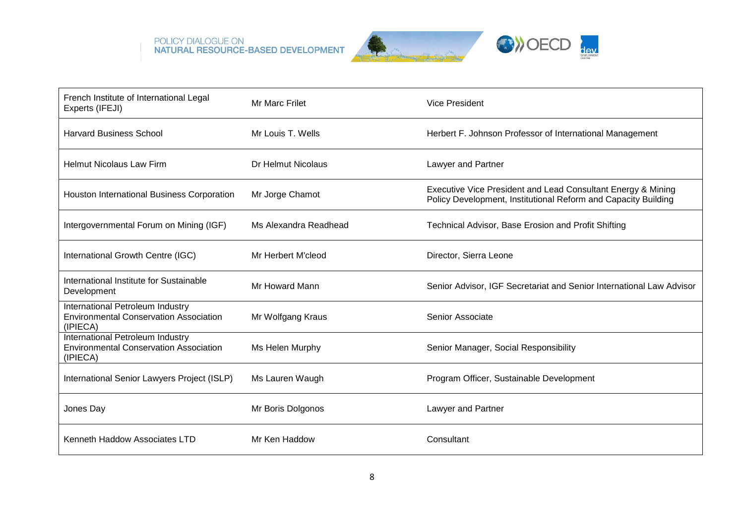| French Institute of International Legal Experts (IFEJI) | Mr Marc Frilet | Vice President |
|---|---|---|
| Harvard Business School | Mr Louis T. Wells | Herbert F. Johnson Professor of International Management |
| Helmut Nicolaus Law Firm | Dr Helmut Nicolaus | Lawyer and Partner |
| Houston International Business Corporation | Mr Jorge Chamot | Executive Vice President and Lead Consultant Energy & Mining Policy Development, Institutional Reform and Capacity Building |
| Intergovernmental Forum on Mining (IGF) | Ms Alexandra Readhead | Technical Advisor, Base Erosion and Profit Shifting |
| International Growth Centre (IGC) | Mr Herbert M'cleod | Director, Sierra Leone |
| International Institute for Sustainable Development | Mr Howard Mann | Senior Advisor, IGF Secretariat and Senior International Law Advisor |
| International Petroleum Industry Environmental Conservation Association (IPIECA) | Mr Wolfgang Kraus | Senior Associate |
| International Petroleum Industry Environmental Conservation Association (IPIECA) | Ms Helen Murphy | Senior Manager, Social Responsibility |
| International Senior Lawyers Project (ISLP) | Ms Lauren Waugh | Program Officer, Sustainable Development |
| Jones Day | Mr Boris Dolgonos | Lawyer and Partner |
| Kenneth Haddow Associates LTD | Mr Ken Haddow | Consultant |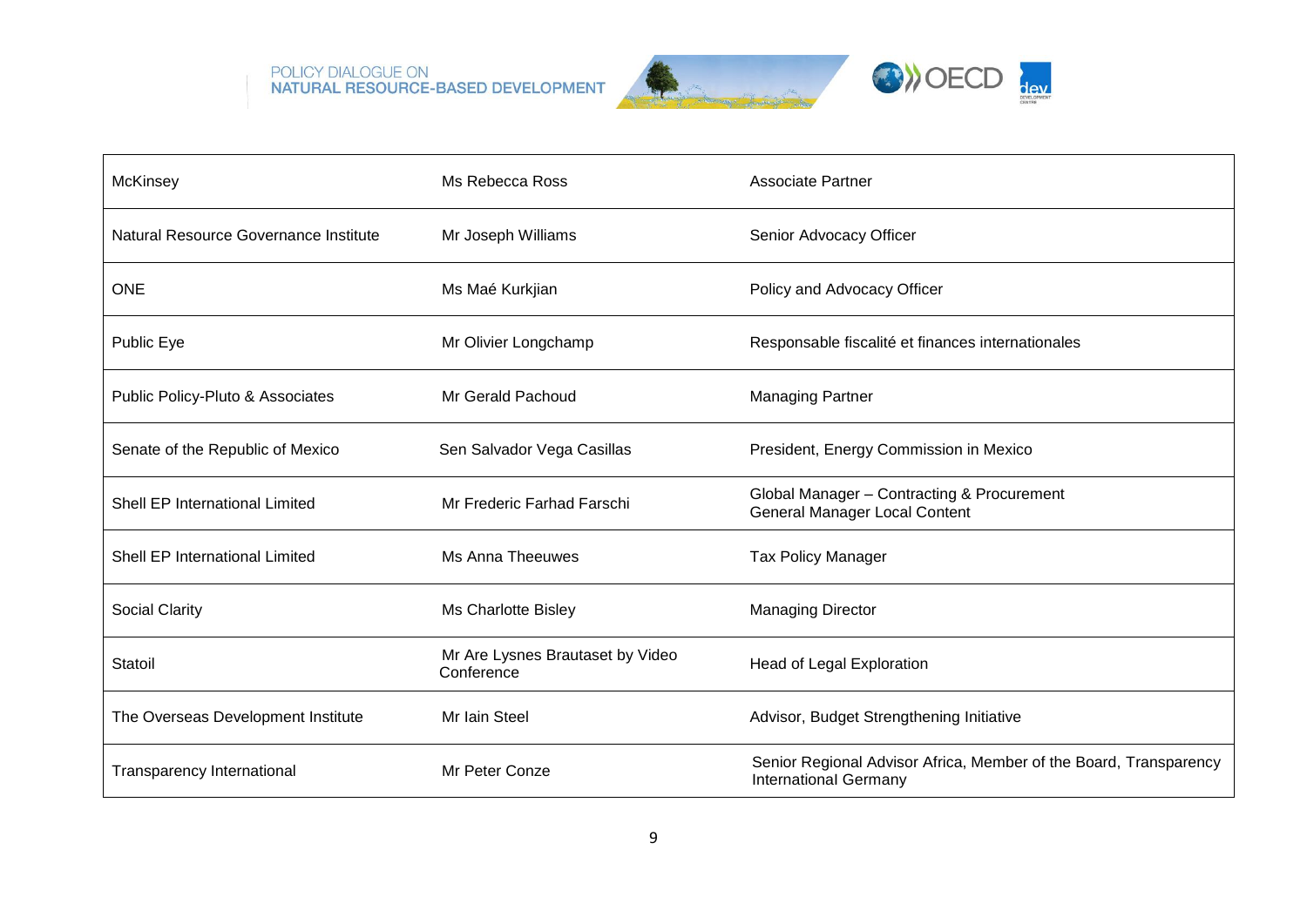| McKinsey | Ms Rebecca Ross | Associate Partner |
|---|---|---|
| Natural Resource Governance Institute | Mr Joseph Williams | Senior Advocacy Officer |
| ONE | Ms Maé Kurkjian | Policy and Advocacy Officer |
| Public Eye | Mr Olivier Longchamp | Responsable fiscalité et finances internationales |
| Public Policy-Pluto & Associates | Mr Gerald Pachoud | Managing Partner |
| Senate of the Republic of Mexico | Sen Salvador Vega Casillas | President, Energy Commission in Mexico |
| Shell EP International Limited | Mr Frederic Farhad Farschi | Global Manager – Contracting & Procurement General Manager Local Content |
| Shell EP International Limited | Ms Anna Theeuwes | Tax Policy Manager |
| Social Clarity | Ms Charlotte Bisley | Managing Director |
| Statoil | Mr Are Lysnes Brautaset by Video Conference | Head of Legal Exploration |
| The Overseas Development Institute | Mr Iain Steel | Advisor, Budget Strengthening Initiative |
| Transparency International | Mr Peter Conze | Senior Regional Advisor Africa, Member of the Board, Transparency International Germany |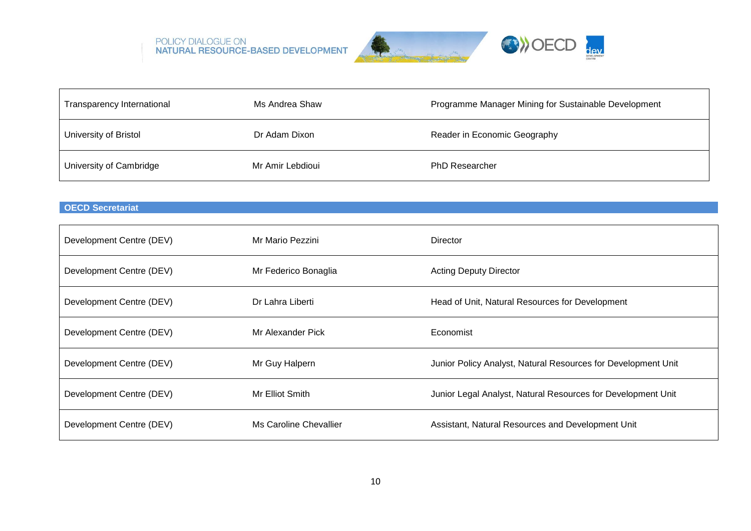| | | |
|---|---|---|
| Transparency International | Ms Andrea Shaw | Programme Manager Mining for Sustainable Development |
| University of Bristol | Dr Adam Dixon | Reader in Economic Geography |
| University of Cambridge | Mr Amir Lebdioui | PhD Researcher |

**OECD Secretariat**

| | | |
|---|---|---|
| Development Centre (DEV) | Mr Mario Pezzini | Director |
| Development Centre (DEV) | Mr Federico Bonaglia | Acting Deputy Director |
| Development Centre (DEV) | Dr Lahra Liberti | Head of Unit, Natural Resources for Development |
| Development Centre (DEV) | Mr Alexander Pick | Economist |
| Development Centre (DEV) | Mr Guy Halpern | Junior Policy Analyst, Natural Resources for Development Unit |
| Development Centre (DEV) | Mr Elliot Smith | Junior Legal Analyst, Natural Resources for Development Unit |
| Development Centre (DEV) | Ms Caroline Chevallier | Assistant, Natural Resources and Development Unit |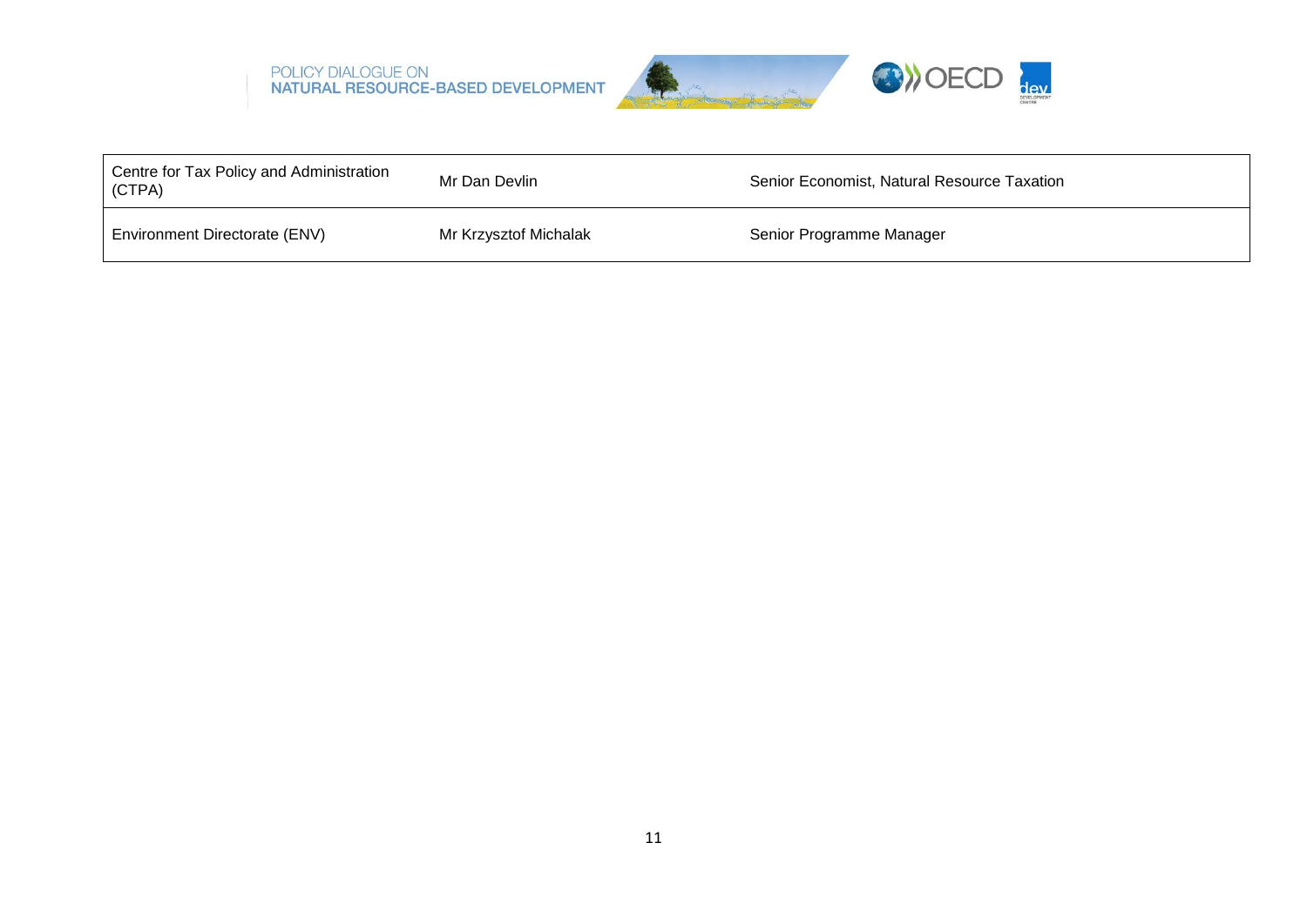| | | |
|---|---|---|
| Centre for Tax Policy and Administration (CTPA) | Mr Dan Devlin | Senior Economist, Natural Resource Taxation |
| Environment Directorate (ENV) | Mr Krzysztof Michalak | Senior Programme Manager |